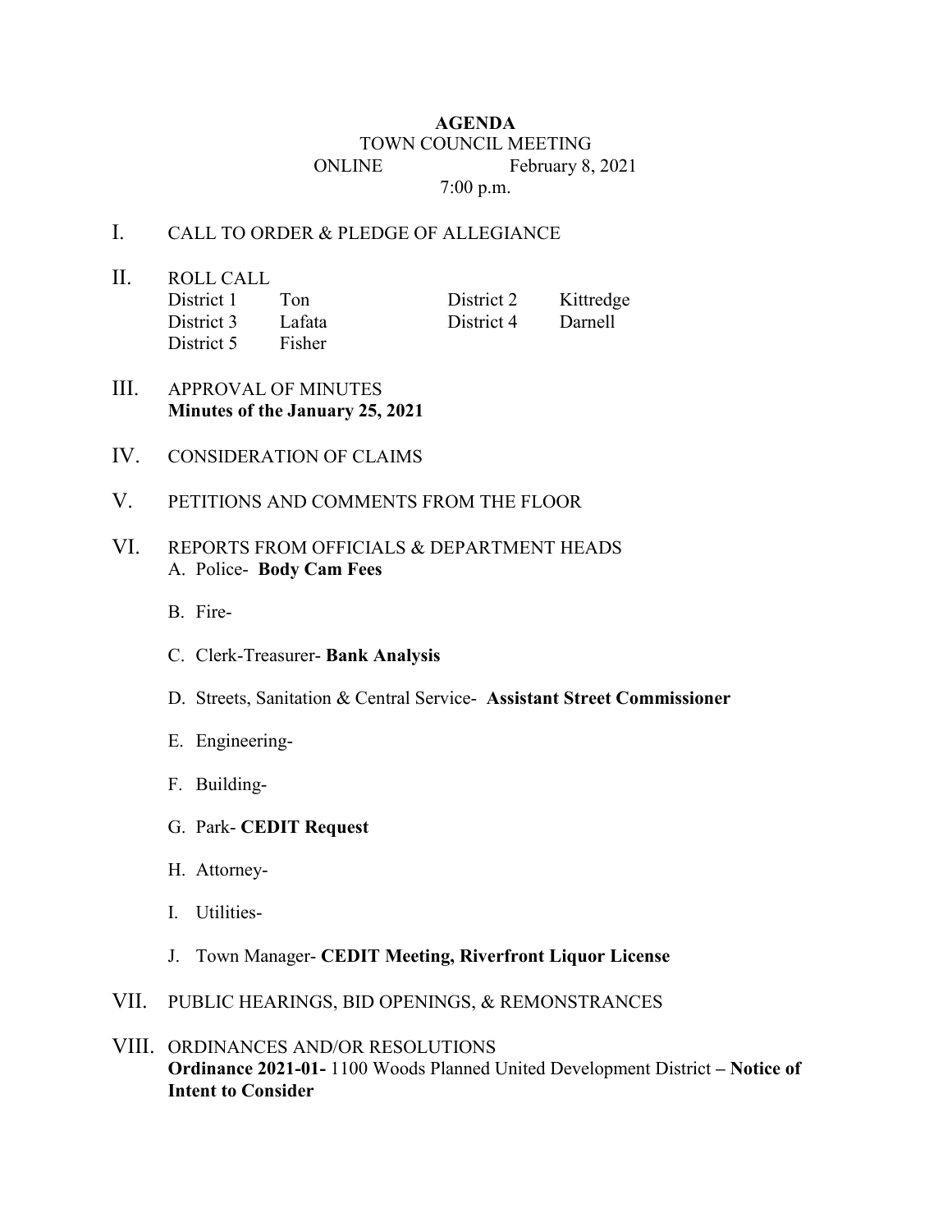# AGENDA

TOWN COUNCIL MEETING

ONLINE February 8, 2021

7:00 p.m.

I. CALL TO ORDER & PLEDGE OF ALLEGIANCE

II. ROLL CALL

| | | | |
|---|---|---|---|
| District 1 | Ton | District 2 | Kittredge |
| District 3 | Lafata | District 4 | Darnell |
| District 5 | Fisher | | |

III. APPROVAL OF MINUTES
**Minutes of the January 25, 2021**

IV. CONSIDERATION OF CLAIMS

V. PETITIONS AND COMMENTS FROM THE FLOOR

VI. REPORTS FROM OFFICIALS & DEPARTMENT HEADS

A. Police- **Body Cam Fees**

B. Fire-

C. Clerk-Treasurer- **Bank Analysis**

D. Streets, Sanitation & Central Service- **Assistant Street Commissioner**

E. Engineering-

F. Building-

G. Park- **CEDIT Request**

H. Attorney-

I. Utilities-

J. Town Manager- **CEDIT Meeting, Riverfront Liquor License**

VII. PUBLIC HEARINGS, BID OPENINGS, & REMONSTRANCES

VIII. ORDINANCES AND/OR RESOLUTIONS
**Ordinance 2021-01-** 1100 Woods Planned United Development District **– Notice of Intent to Consider**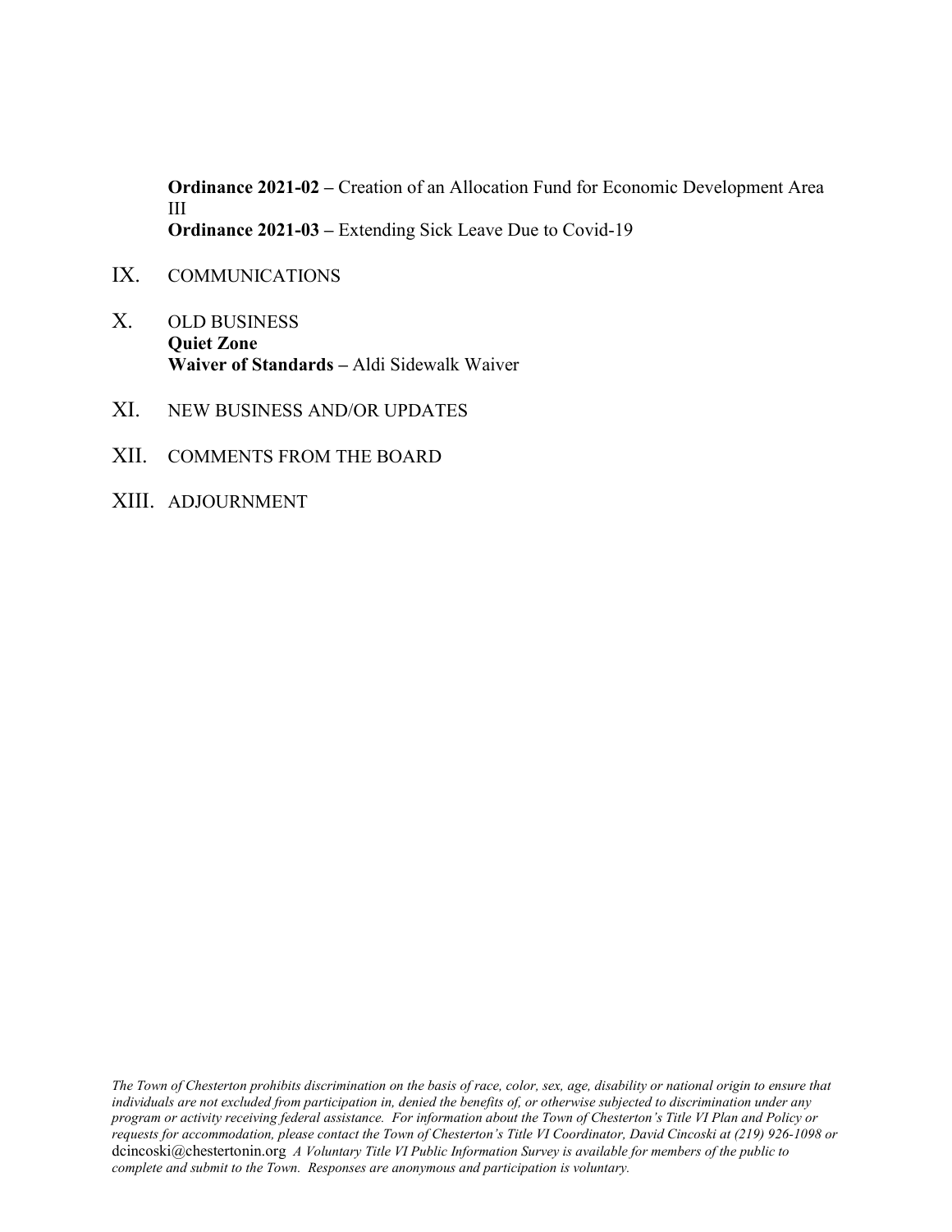**Ordinance 2021-02 –** Creation of an Allocation Fund for Economic Development Area III
**Ordinance 2021-03 –** Extending Sick Leave Due to Covid-19

IX. COMMUNICATIONS

X. OLD BUSINESS
**Quiet Zone**
**Waiver of Standards –** Aldi Sidewalk Waiver

XI. NEW BUSINESS AND/OR UPDATES

XII. COMMENTS FROM THE BOARD

XIII. ADJOURNMENT

*The Town of Chesterton prohibits discrimination on the basis of race, color, sex, age, disability or national origin to ensure that individuals are not excluded from participation in, denied the benefits of, or otherwise subjected to discrimination under any program or activity receiving federal assistance. For information about the Town of Chesterton's Title VI Plan and Policy or requests for accommodation, please contact the Town of Chesterton's Title VI Coordinator, David Cincoski at (219) 926-1098 or* dcincoski@chestertonin.org *A Voluntary Title VI Public Information Survey is available for members of the public to complete and submit to the Town. Responses are anonymous and participation is voluntary.*